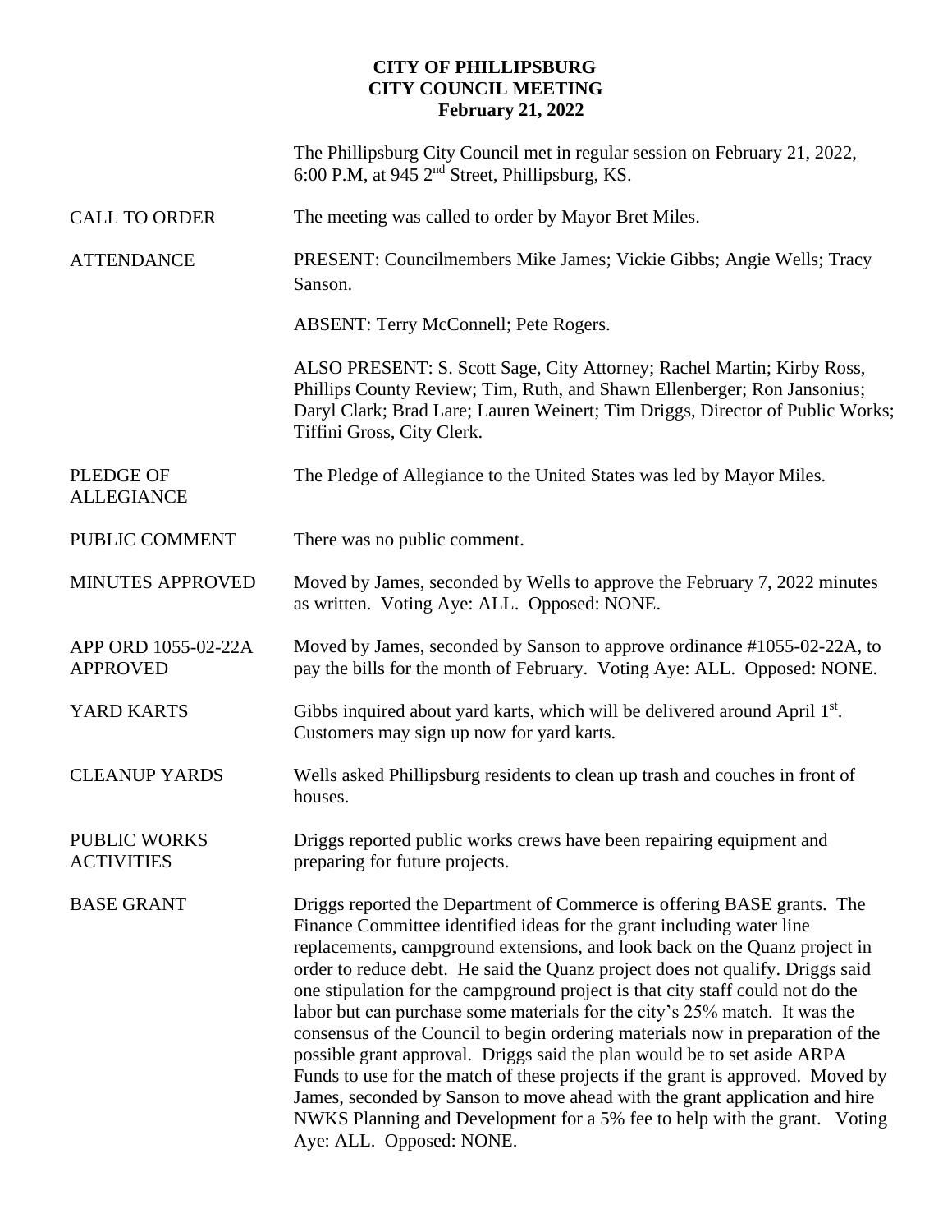**CITY OF PHILLIPSBURG**
**CITY COUNCIL MEETING**
**February 21, 2022**

The Phillipsburg City Council met in regular session on February 21, 2022, 6:00 P.M, at 945 2nd Street, Phillipsburg, KS.

CALL TO ORDER — The meeting was called to order by Mayor Bret Miles.

ATTENDANCE — PRESENT: Councilmembers Mike James; Vickie Gibbs; Angie Wells; Tracy Sanson.

ABSENT: Terry McConnell; Pete Rogers.

ALSO PRESENT: S. Scott Sage, City Attorney; Rachel Martin; Kirby Ross, Phillips County Review; Tim, Ruth, and Shawn Ellenberger; Ron Jansonius; Daryl Clark; Brad Lare; Lauren Weinert; Tim Driggs, Director of Public Works; Tiffini Gross, City Clerk.

PLEDGE OF ALLEGIANCE — The Pledge of Allegiance to the United States was led by Mayor Miles.

PUBLIC COMMENT — There was no public comment.

MINUTES APPROVED — Moved by James, seconded by Wells to approve the February 7, 2022 minutes as written. Voting Aye: ALL. Opposed: NONE.

APP ORD 1055-02-22A APPROVED — Moved by James, seconded by Sanson to approve ordinance #1055-02-22A, to pay the bills for the month of February. Voting Aye: ALL. Opposed: NONE.

YARD KARTS — Gibbs inquired about yard karts, which will be delivered around April 1st. Customers may sign up now for yard karts.

CLEANUP YARDS — Wells asked Phillipsburg residents to clean up trash and couches in front of houses.

PUBLIC WORKS ACTIVITIES — Driggs reported public works crews have been repairing equipment and preparing for future projects.

BASE GRANT — Driggs reported the Department of Commerce is offering BASE grants. The Finance Committee identified ideas for the grant including water line replacements, campground extensions, and look back on the Quanz project in order to reduce debt. He said the Quanz project does not qualify. Driggs said one stipulation for the campground project is that city staff could not do the labor but can purchase some materials for the city's 25% match. It was the consensus of the Council to begin ordering materials now in preparation of the possible grant approval. Driggs said the plan would be to set aside ARPA Funds to use for the match of these projects if the grant is approved. Moved by James, seconded by Sanson to move ahead with the grant application and hire NWKS Planning and Development for a 5% fee to help with the grant. Voting Aye: ALL. Opposed: NONE.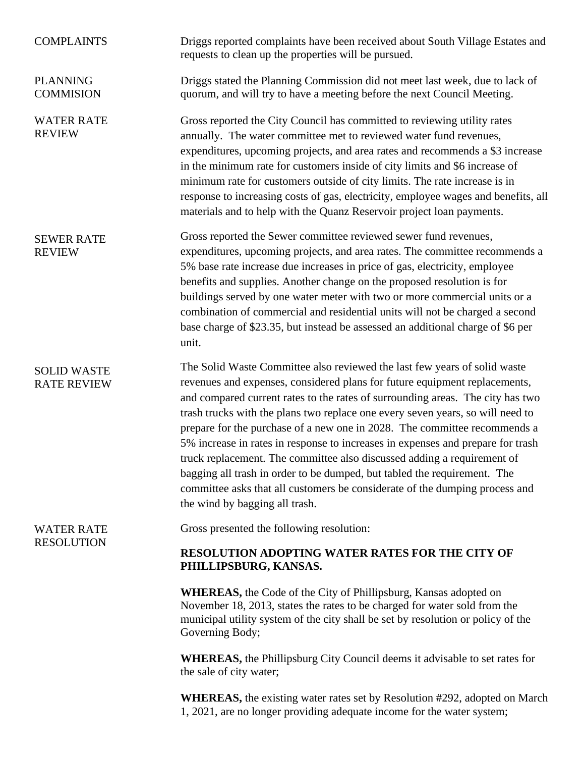**COMPLAINTS**

Driggs reported complaints have been received about South Village Estates and requests to clean up the properties will be pursued.

**PLANNING COMMISION**

Driggs stated the Planning Commission did not meet last week, due to lack of quorum, and will try to have a meeting before the next Council Meeting.

**WATER RATE REVIEW**

Gross reported the City Council has committed to reviewing utility rates annually. The water committee met to reviewed water fund revenues, expenditures, upcoming projects, and area rates and recommends a $3 increase in the minimum rate for customers inside of city limits and $6 increase of minimum rate for customers outside of city limits. The rate increase is in response to increasing costs of gas, electricity, employee wages and benefits, all materials and to help with the Quanz Reservoir project loan payments.

**SEWER RATE REVIEW**

Gross reported the Sewer committee reviewed sewer fund revenues, expenditures, upcoming projects, and area rates. The committee recommends a 5% base rate increase due increases in price of gas, electricity, employee benefits and supplies. Another change on the proposed resolution is for buildings served by one water meter with two or more commercial units or a combination of commercial and residential units will not be charged a second base charge of $23.35, but instead be assessed an additional charge of $6 per unit.

**SOLID WASTE RATE REVIEW**

The Solid Waste Committee also reviewed the last few years of solid waste revenues and expenses, considered plans for future equipment replacements, and compared current rates to the rates of surrounding areas. The city has two trash trucks with the plans two replace one every seven years, so will need to prepare for the purchase of a new one in 2028. The committee recommends a 5% increase in rates in response to increases in expenses and prepare for trash truck replacement. The committee also discussed adding a requirement of bagging all trash in order to be dumped, but tabled the requirement. The committee asks that all customers be considerate of the dumping process and the wind by bagging all trash.

**WATER RATE RESOLUTION**

Gross presented the following resolution:

**RESOLUTION ADOPTING WATER RATES FOR THE CITY OF PHILLIPSBURG, KANSAS.**

**WHEREAS,** the Code of the City of Phillipsburg, Kansas adopted on November 18, 2013, states the rates to be charged for water sold from the municipal utility system of the city shall be set by resolution or policy of the Governing Body;

**WHEREAS,** the Phillipsburg City Council deems it advisable to set rates for the sale of city water;

**WHEREAS,** the existing water rates set by Resolution #292, adopted on March 1, 2021, are no longer providing adequate income for the water system;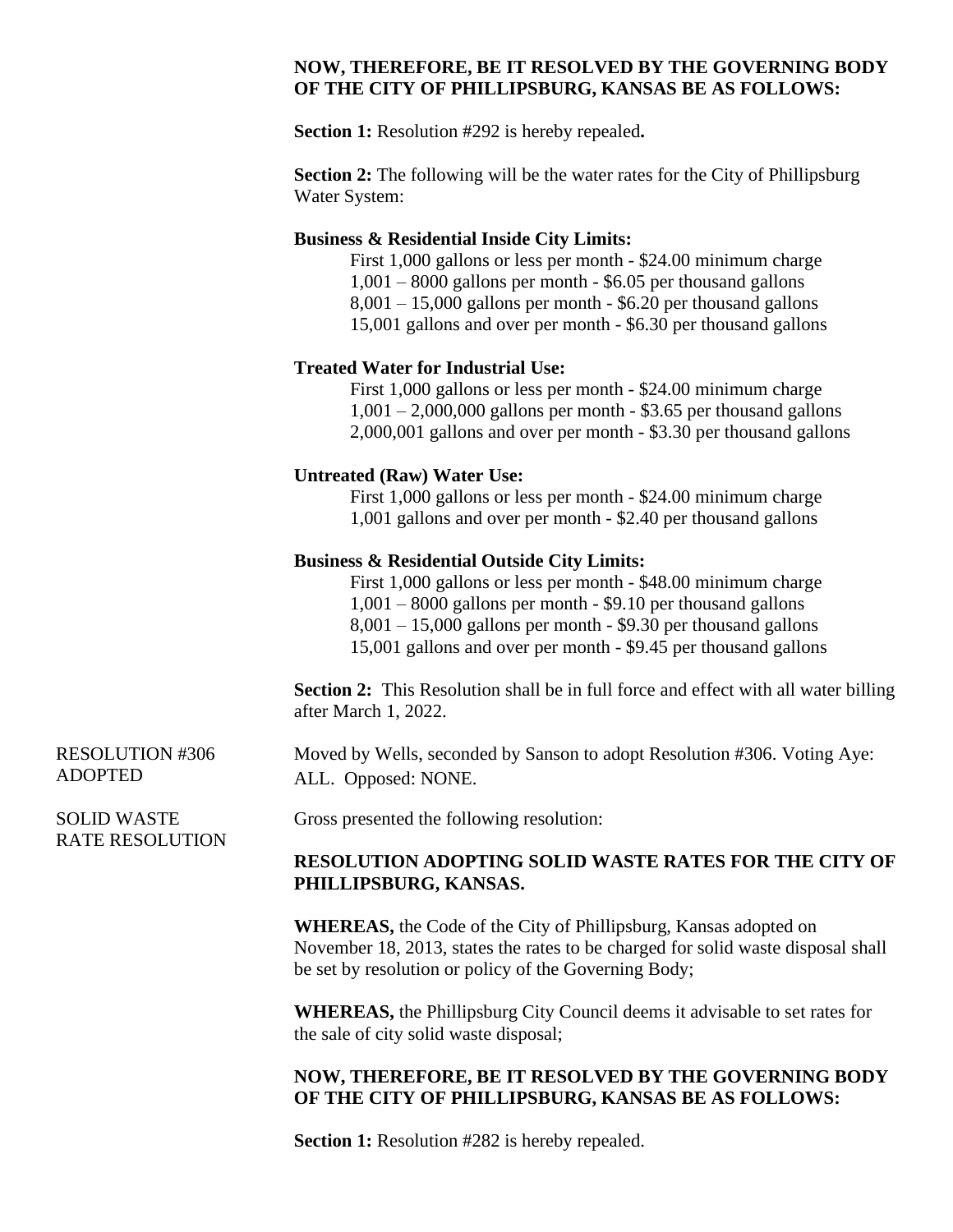**NOW, THEREFORE, BE IT RESOLVED BY THE GOVERNING BODY OF THE CITY OF PHILLIPSBURG, KANSAS BE AS FOLLOWS:**

**Section 1:** Resolution #292 is hereby repealed**.**

**Section 2:** The following will be the water rates for the City of Phillipsburg Water System:

**Business & Residential Inside City Limits:**

First 1,000 gallons or less per month - $24.00 minimum charge
1,001 – 8000 gallons per month - $6.05 per thousand gallons
8,001 – 15,000 gallons per month - $6.20 per thousand gallons
15,001 gallons and over per month - $6.30 per thousand gallons

**Treated Water for Industrial Use:**

First 1,000 gallons or less per month - $24.00 minimum charge
1,001 – 2,000,000 gallons per month - $3.65 per thousand gallons
2,000,001 gallons and over per month - $3.30 per thousand gallons

**Untreated (Raw) Water Use:**

First 1,000 gallons or less per month - $24.00 minimum charge
1,001 gallons and over per month - $2.40 per thousand gallons

**Business & Residential Outside City Limits:**

First 1,000 gallons or less per month - $48.00 minimum charge
1,001 – 8000 gallons per month - $9.10 per thousand gallons
8,001 – 15,000 gallons per month - $9.30 per thousand gallons
15,001 gallons and over per month - $9.45 per thousand gallons

**Section 2:** This Resolution shall be in full force and effect with all water billing after March 1, 2022.

RESOLUTION #306 ADOPTED

Moved by Wells, seconded by Sanson to adopt Resolution #306. Voting Aye: ALL. Opposed: NONE.

SOLID WASTE RATE RESOLUTION

Gross presented the following resolution:

**RESOLUTION ADOPTING SOLID WASTE RATES FOR THE CITY OF PHILLIPSBURG, KANSAS.**

**WHEREAS,** the Code of the City of Phillipsburg, Kansas adopted on November 18, 2013, states the rates to be charged for solid waste disposal shall be set by resolution or policy of the Governing Body;

**WHEREAS,** the Phillipsburg City Council deems it advisable to set rates for the sale of city solid waste disposal;

**NOW, THEREFORE, BE IT RESOLVED BY THE GOVERNING BODY OF THE CITY OF PHILLIPSBURG, KANSAS BE AS FOLLOWS:**

**Section 1:** Resolution #282 is hereby repealed.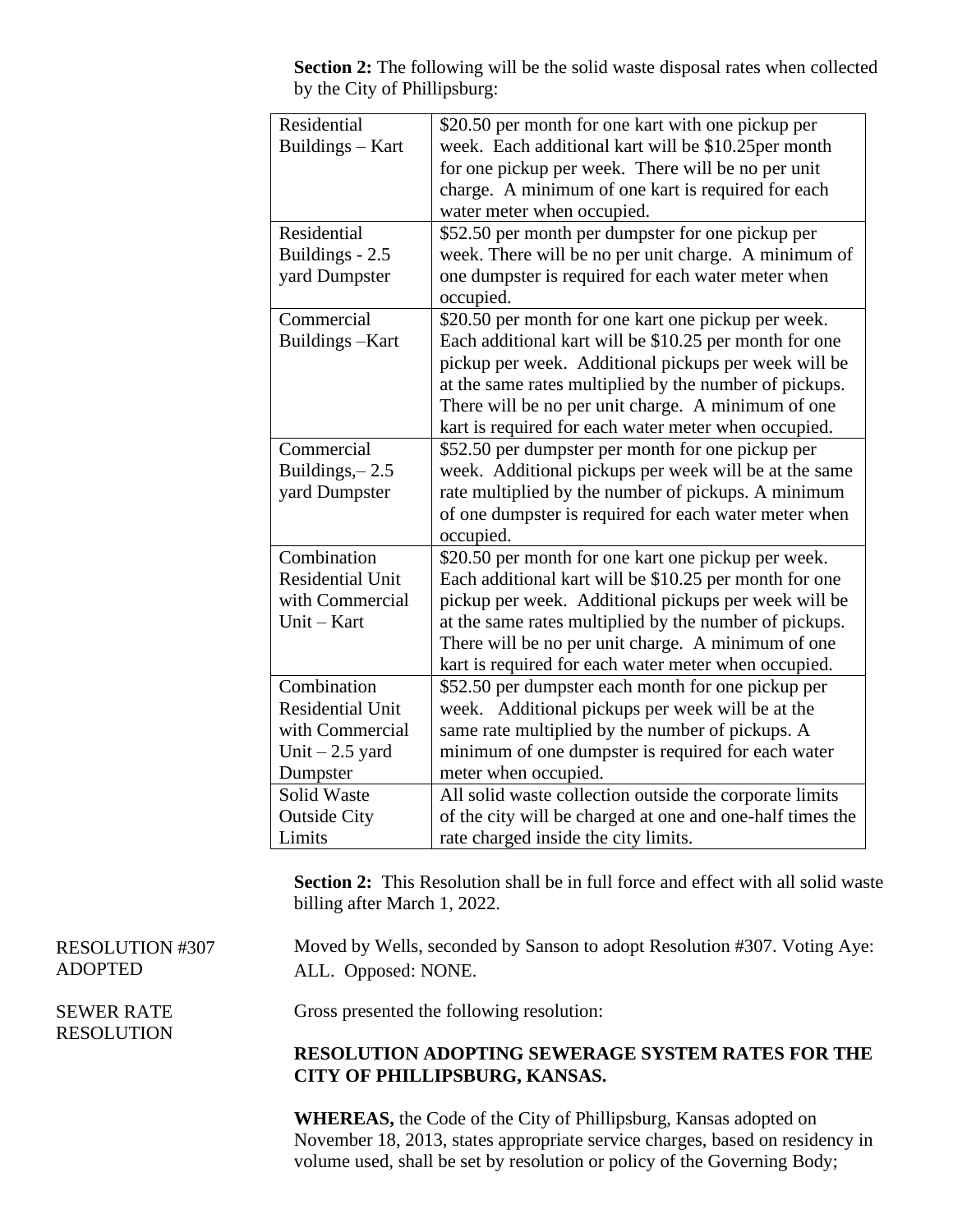**Section 2:** The following will be the solid waste disposal rates when collected by the City of Phillipsburg:

| | |
|---|---|
| Residential Buildings – Kart | \$20.50 per month for one kart with one pickup per week. Each additional kart will be \$10.25per month for one pickup per week. There will be no per unit charge. A minimum of one kart is required for each water meter when occupied. |
| Residential Buildings - 2.5 yard Dumpster | \$52.50 per month per dumpster for one pickup per week. There will be no per unit charge. A minimum of one dumpster is required for each water meter when occupied. |
| Commercial Buildings –Kart | \$20.50 per month for one kart one pickup per week. Each additional kart will be \$10.25 per month for one pickup per week. Additional pickups per week will be at the same rates multiplied by the number of pickups. There will be no per unit charge. A minimum of one kart is required for each water meter when occupied. |
| Commercial Buildings,– 2.5 yard Dumpster | \$52.50 per dumpster per month for one pickup per week. Additional pickups per week will be at the same rate multiplied by the number of pickups. A minimum of one dumpster is required for each water meter when occupied. |
| Combination Residential Unit with Commercial Unit – Kart | \$20.50 per month for one kart one pickup per week. Each additional kart will be \$10.25 per month for one pickup per week. Additional pickups per week will be at the same rates multiplied by the number of pickups. There will be no per unit charge. A minimum of one kart is required for each water meter when occupied. |
| Combination Residential Unit with Commercial Unit – 2.5 yard Dumpster | \$52.50 per dumpster each month for one pickup per week. Additional pickups per week will be at the same rate multiplied by the number of pickups. A minimum of one dumpster is required for each water meter when occupied. |
| Solid Waste Outside City Limits | All solid waste collection outside the corporate limits of the city will be charged at one and one-half times the rate charged inside the city limits. |

**Section 2:** This Resolution shall be in full force and effect with all solid waste billing after March 1, 2022.

RESOLUTION #307 ADOPTED

Moved by Wells, seconded by Sanson to adopt Resolution #307. Voting Aye: ALL. Opposed: NONE.

SEWER RATE RESOLUTION

Gross presented the following resolution:

**RESOLUTION ADOPTING SEWERAGE SYSTEM RATES FOR THE CITY OF PHILLIPSBURG, KANSAS.**

**WHEREAS,** the Code of the City of Phillipsburg, Kansas adopted on November 18, 2013, states appropriate service charges, based on residency in volume used, shall be set by resolution or policy of the Governing Body;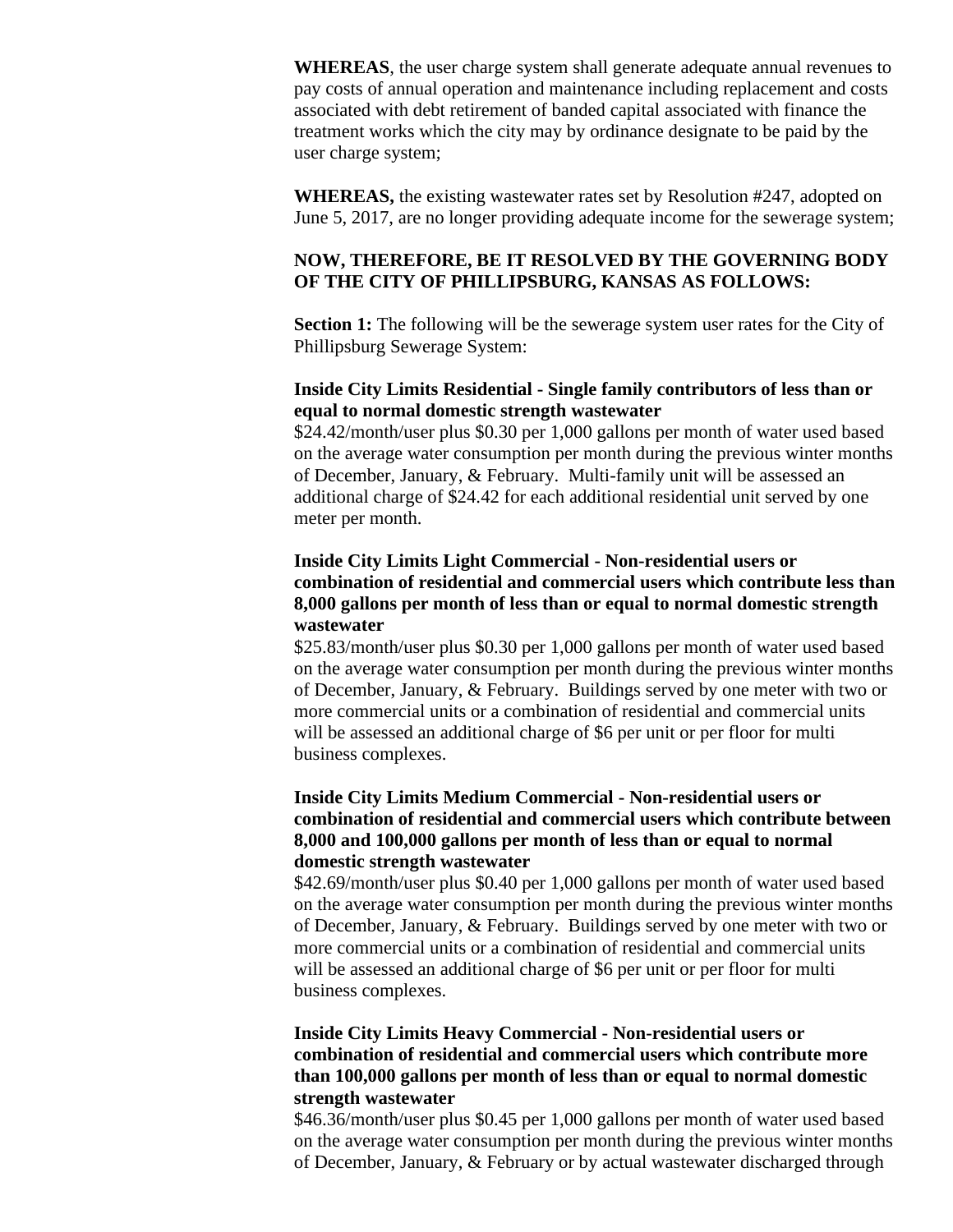**WHEREAS**, the user charge system shall generate adequate annual revenues to pay costs of annual operation and maintenance including replacement and costs associated with debt retirement of banded capital associated with finance the treatment works which the city may by ordinance designate to be paid by the user charge system;

**WHEREAS,** the existing wastewater rates set by Resolution #247, adopted on June 5, 2017, are no longer providing adequate income for the sewerage system;

**NOW, THEREFORE, BE IT RESOLVED BY THE GOVERNING BODY OF THE CITY OF PHILLIPSBURG, KANSAS AS FOLLOWS:**

**Section 1:** The following will be the sewerage system user rates for the City of Phillipsburg Sewerage System:

**Inside City Limits Residential - Single family contributors of less than or equal to normal domestic strength wastewater**
$24.42/month/user plus $0.30 per 1,000 gallons per month of water used based on the average water consumption per month during the previous winter months of December, January, & February. Multi-family unit will be assessed an additional charge of $24.42 for each additional residential unit served by one meter per month.

**Inside City Limits Light Commercial - Non-residential users or combination of residential and commercial users which contribute less than 8,000 gallons per month of less than or equal to normal domestic strength wastewater**
$25.83/month/user plus $0.30 per 1,000 gallons per month of water used based on the average water consumption per month during the previous winter months of December, January, & February. Buildings served by one meter with two or more commercial units or a combination of residential and commercial units will be assessed an additional charge of $6 per unit or per floor for multi business complexes.

**Inside City Limits Medium Commercial - Non-residential users or combination of residential and commercial users which contribute between 8,000 and 100,000 gallons per month of less than or equal to normal domestic strength wastewater**
$42.69/month/user plus $0.40 per 1,000 gallons per month of water used based on the average water consumption per month during the previous winter months of December, January, & February. Buildings served by one meter with two or more commercial units or a combination of residential and commercial units will be assessed an additional charge of $6 per unit or per floor for multi business complexes.

**Inside City Limits Heavy Commercial - Non-residential users or combination of residential and commercial users which contribute more than 100,000 gallons per month of less than or equal to normal domestic strength wastewater**
$46.36/month/user plus $0.45 per 1,000 gallons per month of water used based on the average water consumption per month during the previous winter months of December, January, & February or by actual wastewater discharged through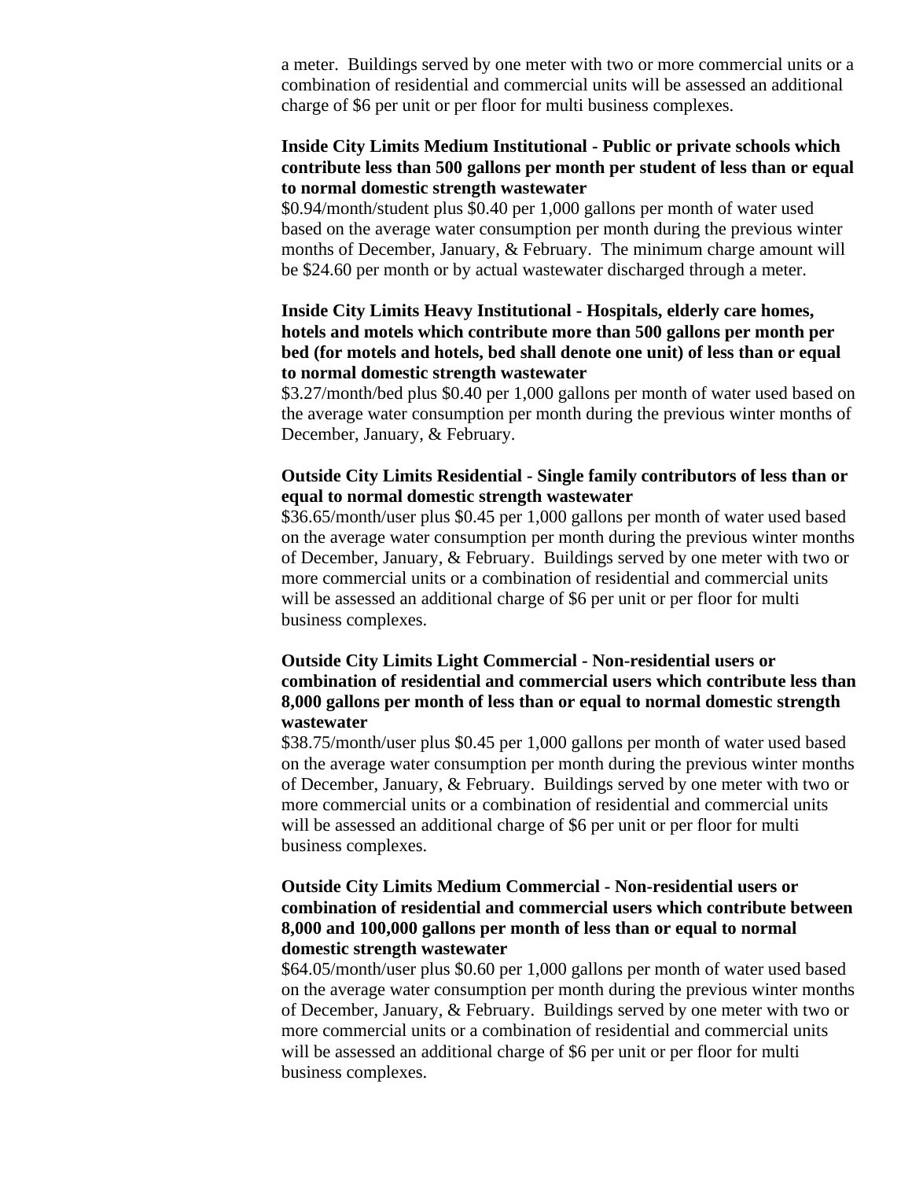a meter. Buildings served by one meter with two or more commercial units or a combination of residential and commercial units will be assessed an additional charge of $6 per unit or per floor for multi business complexes.

**Inside City Limits Medium Institutional - Public or private schools which contribute less than 500 gallons per month per student of less than or equal to normal domestic strength wastewater**

$0.94/month/student plus $0.40 per 1,000 gallons per month of water used based on the average water consumption per month during the previous winter months of December, January, & February. The minimum charge amount will be $24.60 per month or by actual wastewater discharged through a meter.

**Inside City Limits Heavy Institutional - Hospitals, elderly care homes, hotels and motels which contribute more than 500 gallons per month per bed (for motels and hotels, bed shall denote one unit) of less than or equal to normal domestic strength wastewater**

$3.27/month/bed plus $0.40 per 1,000 gallons per month of water used based on the average water consumption per month during the previous winter months of December, January, & February.

**Outside City Limits Residential - Single family contributors of less than or equal to normal domestic strength wastewater**

$36.65/month/user plus $0.45 per 1,000 gallons per month of water used based on the average water consumption per month during the previous winter months of December, January, & February. Buildings served by one meter with two or more commercial units or a combination of residential and commercial units will be assessed an additional charge of $6 per unit or per floor for multi business complexes.

**Outside City Limits Light Commercial - Non-residential users or combination of residential and commercial users which contribute less than 8,000 gallons per month of less than or equal to normal domestic strength wastewater**

$38.75/month/user plus $0.45 per 1,000 gallons per month of water used based on the average water consumption per month during the previous winter months of December, January, & February. Buildings served by one meter with two or more commercial units or a combination of residential and commercial units will be assessed an additional charge of $6 per unit or per floor for multi business complexes.

**Outside City Limits Medium Commercial - Non-residential users or combination of residential and commercial users which contribute between 8,000 and 100,000 gallons per month of less than or equal to normal domestic strength wastewater**

$64.05/month/user plus $0.60 per 1,000 gallons per month of water used based on the average water consumption per month during the previous winter months of December, January, & February. Buildings served by one meter with two or more commercial units or a combination of residential and commercial units will be assessed an additional charge of $6 per unit or per floor for multi business complexes.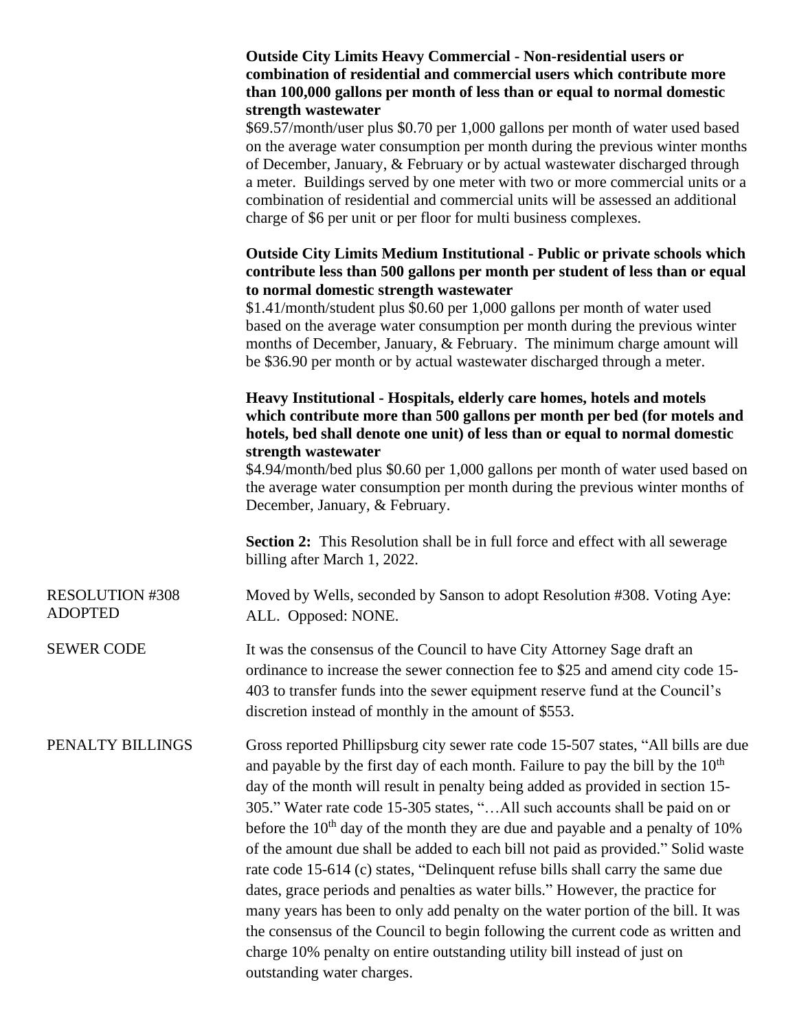**Outside City Limits Heavy Commercial - Non-residential users or combination of residential and commercial users which contribute more than 100,000 gallons per month of less than or equal to normal domestic strength wastewater**

$69.57/month/user plus $0.70 per 1,000 gallons per month of water used based on the average water consumption per month during the previous winter months of December, January, & February or by actual wastewater discharged through a meter. Buildings served by one meter with two or more commercial units or a combination of residential and commercial units will be assessed an additional charge of $6 per unit or per floor for multi business complexes.

**Outside City Limits Medium Institutional - Public or private schools which contribute less than 500 gallons per month per student of less than or equal to normal domestic strength wastewater**

$1.41/month/student plus $0.60 per 1,000 gallons per month of water used based on the average water consumption per month during the previous winter months of December, January, & February. The minimum charge amount will be $36.90 per month or by actual wastewater discharged through a meter.

**Heavy Institutional - Hospitals, elderly care homes, hotels and motels which contribute more than 500 gallons per month per bed (for motels and hotels, bed shall denote one unit) of less than or equal to normal domestic strength wastewater**

$4.94/month/bed plus $0.60 per 1,000 gallons per month of water used based on the average water consumption per month during the previous winter months of December, January, & February.

**Section 2:** This Resolution shall be in full force and effect with all sewerage billing after March 1, 2022.

RESOLUTION #308 ADOPTED

Moved by Wells, seconded by Sanson to adopt Resolution #308. Voting Aye: ALL. Opposed: NONE.

SEWER CODE

It was the consensus of the Council to have City Attorney Sage draft an ordinance to increase the sewer connection fee to $25 and amend city code 15-403 to transfer funds into the sewer equipment reserve fund at the Council's discretion instead of monthly in the amount of $553.

PENALTY BILLINGS

Gross reported Phillipsburg city sewer rate code 15-507 states, "All bills are due and payable by the first day of each month. Failure to pay the bill by the 10th day of the month will result in penalty being added as provided in section 15-305." Water rate code 15-305 states, "…All such accounts shall be paid on or before the 10th day of the month they are due and payable and a penalty of 10% of the amount due shall be added to each bill not paid as provided." Solid waste rate code 15-614 (c) states, "Delinquent refuse bills shall carry the same due dates, grace periods and penalties as water bills." However, the practice for many years has been to only add penalty on the water portion of the bill. It was the consensus of the Council to begin following the current code as written and charge 10% penalty on entire outstanding utility bill instead of just on outstanding water charges.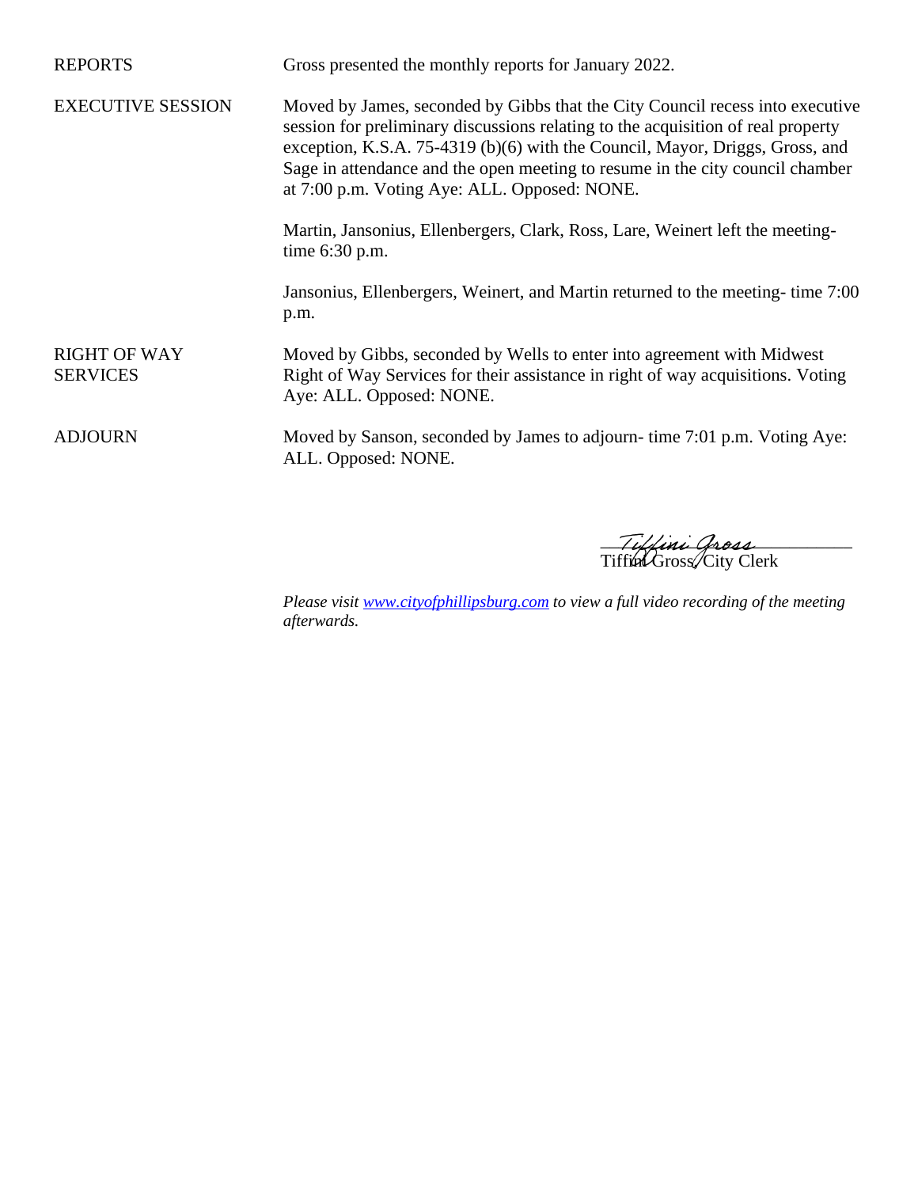REPORTS — Gross presented the monthly reports for January 2022.

EXECUTIVE SESSION — Moved by James, seconded by Gibbs that the City Council recess into executive session for preliminary discussions relating to the acquisition of real property exception, K.S.A. 75-4319 (b)(6) with the Council, Mayor, Driggs, Gross, and Sage in attendance and the open meeting to resume in the city council chamber at 7:00 p.m. Voting Aye: ALL. Opposed: NONE.

Martin, Jansonius, Ellenbergers, Clark, Ross, Lare, Weinert left the meeting- time 6:30 p.m.

Jansonius, Ellenbergers, Weinert, and Martin returned to the meeting- time 7:00 p.m.

RIGHT OF WAY SERVICES — Moved by Gibbs, seconded by Wells to enter into agreement with Midwest Right of Way Services for their assistance in right of way acquisitions. Voting Aye: ALL. Opposed: NONE.

ADJOURN — Moved by Sanson, seconded by James to adjourn- time 7:01 p.m. Voting Aye: ALL. Opposed: NONE.

Tiffini Gross

Tiffini Gross, City Clerk

*Please visit [www.cityofphillipsburg.com](http://www.cityofphillipsburg.com) to view a full video recording of the meeting afterwards.*